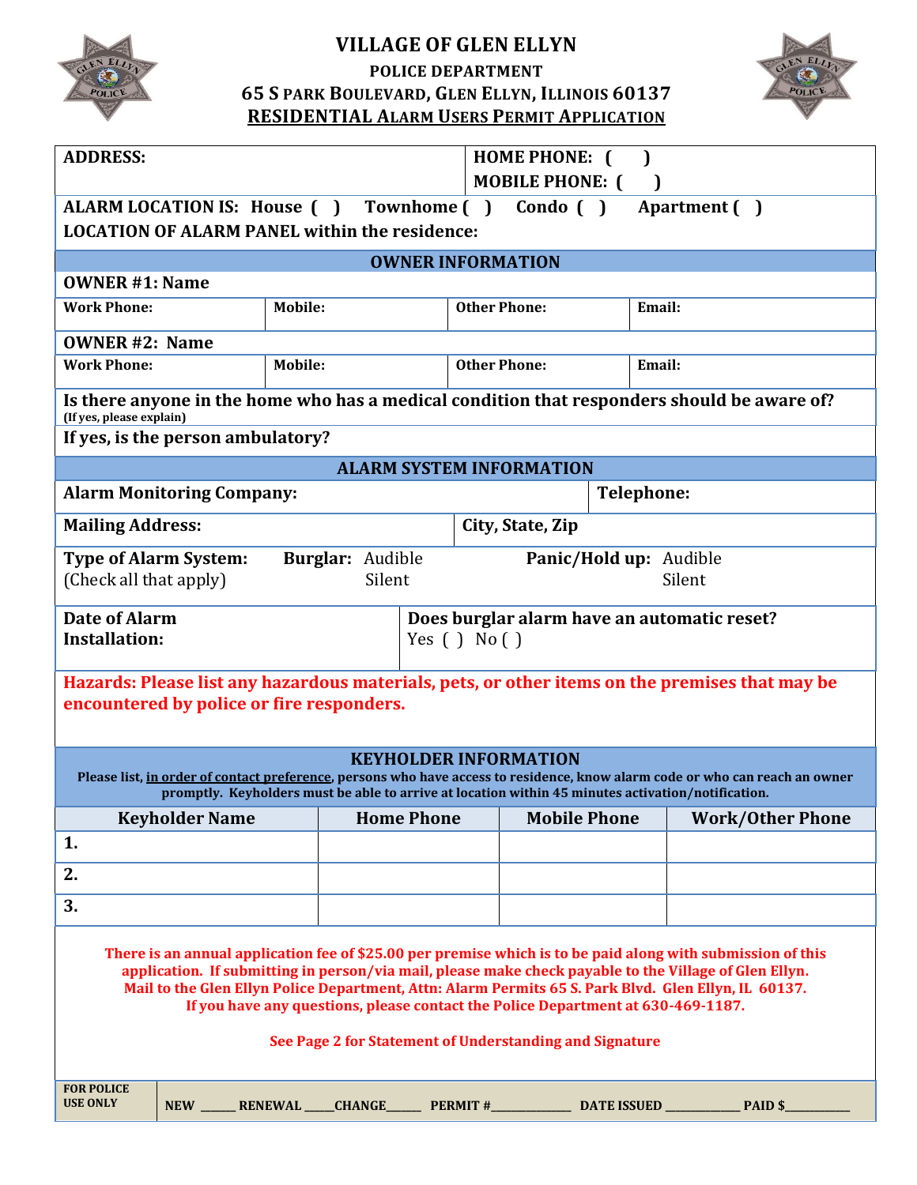# VILLAGE OF GLEN ELLYN

## POLICE DEPARTMENT

## 65 S PARK BOULEVARD, GLEN ELLYN, ILLINOIS 60137

## RESIDENTIAL ALARM USERS PERMIT APPLICATION

| **ADDRESS:** | **HOME PHONE: ( )**<br>**MOBILE PHONE: ( )** |
|---|---|

**ALARM LOCATION IS:** House ( ) Townhome ( ) Condo ( ) Apartment ( )

**LOCATION OF ALARM PANEL within the residence:**

### OWNER INFORMATION

**OWNER #1: Name**

| **Work Phone:** | **Mobile:** | **Other Phone:** | **Email:** |
|---|---|---|---|
| | | | |

**OWNER #2: Name**

| **Work Phone:** | **Mobile:** | **Other Phone:** | **Email:** |
|---|---|---|---|
| | | | |

**Is there anyone in the home who has a medical condition that responders should be aware of?**
**(If yes, please explain)**

**If yes, is the person ambulatory?**

### ALARM SYSTEM INFORMATION

| **Alarm Monitoring Company:** | **Telephone:** |
|---|---|
| **Mailing Address:** | **City, State, Zip** |

**Type of Alarm System:** (Check all that apply)
- **Burglar:** Audible / Silent
- **Panic/Hold up:** Audible / Silent

| **Date of Alarm Installation:** | **Does burglar alarm have an automatic reset?** Yes ( ) No ( ) |
|---|---|

**Hazards: Please list any hazardous materials, pets, or other items on the premises that may be encountered by police or fire responders.**

### KEYHOLDER INFORMATION

**Please list, in order of contact preference, persons who have access to residence, know alarm code or who can reach an owner promptly. Keyholders must be able to arrive at location within 45 minutes activation/notification.**

| Keyholder Name | Home Phone | Mobile Phone | Work/Other Phone |
|---|---|---|---|
| 1. | | | |
| 2. | | | |
| 3. | | | |

**There is an annual application fee of $25.00 per premise which is to be paid along with submission of this application. If submitting in person/via mail, please make check payable to the Village of Glen Ellyn. Mail to the Glen Ellyn Police Department, Attn: Alarm Permits 65 S. Park Blvd. Glen Ellyn, IL 60137. If you have any questions, please contact the Police Department at 630-469-1187.**

**See Page 2 for Statement of Understanding and Signature**

| **FOR POLICE USE ONLY** | **NEW \_\_\_\_\_\_ RENEWAL \_\_\_\_\_CHANGE\_\_\_\_\_\_ PERMIT #\_\_\_\_\_\_\_\_\_\_\_\_\_\_ DATE ISSUED \_\_\_\_\_\_\_\_\_\_\_\_\_ PAID $\_\_\_\_\_\_\_\_\_\_\_\_** |
|---|---|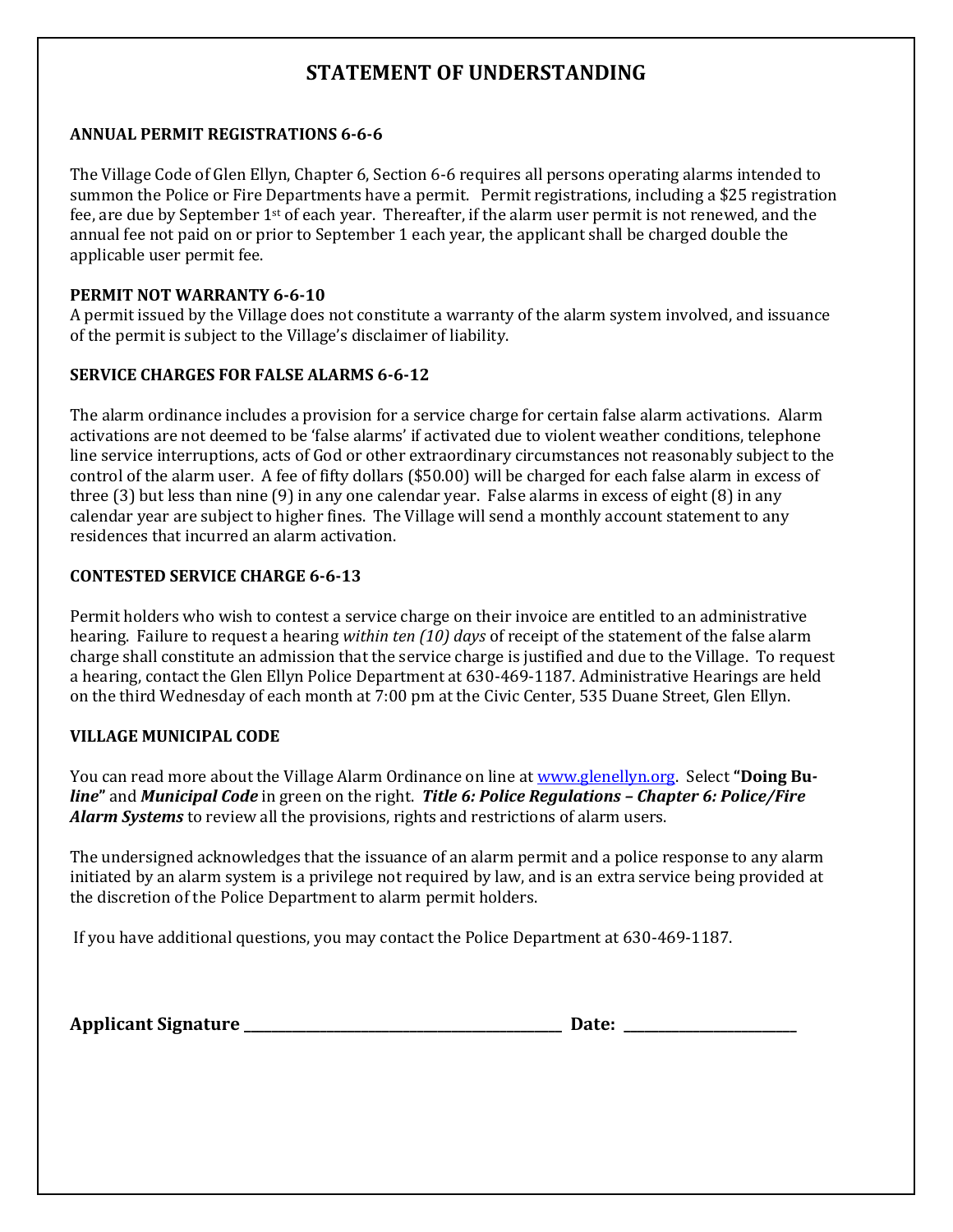# STATEMENT OF UNDERSTANDING

**ANNUAL PERMIT REGISTRATIONS 6-6-6**

The Village Code of Glen Ellyn, Chapter 6, Section 6-6 requires all persons operating alarms intended to summon the Police or Fire Departments have a permit. Permit registrations, including a $25 registration fee, are due by September 1st of each year. Thereafter, if the alarm user permit is not renewed, and the annual fee not paid on or prior to September 1 each year, the applicant shall be charged double the applicable user permit fee.

**PERMIT NOT WARRANTY 6-6-10**

A permit issued by the Village does not constitute a warranty of the alarm system involved, and issuance of the permit is subject to the Village's disclaimer of liability.

**SERVICE CHARGES FOR FALSE ALARMS 6-6-12**

The alarm ordinance includes a provision for a service charge for certain false alarm activations. Alarm activations are not deemed to be 'false alarms' if activated due to violent weather conditions, telephone line service interruptions, acts of God or other extraordinary circumstances not reasonably subject to the control of the alarm user. A fee of fifty dollars ($50.00) will be charged for each false alarm in excess of three (3) but less than nine (9) in any one calendar year. False alarms in excess of eight (8) in any calendar year are subject to higher fines. The Village will send a monthly account statement to any residences that incurred an alarm activation.

**CONTESTED SERVICE CHARGE 6-6-13**

Permit holders who wish to contest a service charge on their invoice are entitled to an administrative hearing. Failure to request a hearing *within ten (10) days* of receipt of the statement of the false alarm charge shall constitute an admission that the service charge is justified and due to the Village. To request a hearing, contact the Glen Ellyn Police Department at 630-469-1187. Administrative Hearings are held on the third Wednesday of each month at 7:00 pm at the Civic Center, 535 Duane Street, Glen Ellyn.

**VILLAGE MUNICIPAL CODE**

You can read more about the Village Alarm Ordinance on line at www.glenellyn.org. Select **"Doing Bu-*line*"** and ***Municipal Code*** in green on the right. ***Title 6: Police Regulations – Chapter 6: Police/Fire Alarm Systems*** to review all the provisions, rights and restrictions of alarm users.

The undersigned acknowledges that the issuance of an alarm permit and a police response to any alarm initiated by an alarm system is a privilege not required by law, and is an extra service being provided at the discretion of the Police Department to alarm permit holders.

If you have additional questions, you may contact the Police Department at 630-469-1187.

**Applicant Signature** \_\_\_\_\_\_\_\_\_\_\_\_\_\_\_\_\_\_\_\_\_\_\_\_\_\_\_\_\_\_\_\_\_\_\_\_\_\_ **Date:** \_\_\_\_\_\_\_\_\_\_\_\_\_\_\_\_\_\_\_\_\_\_